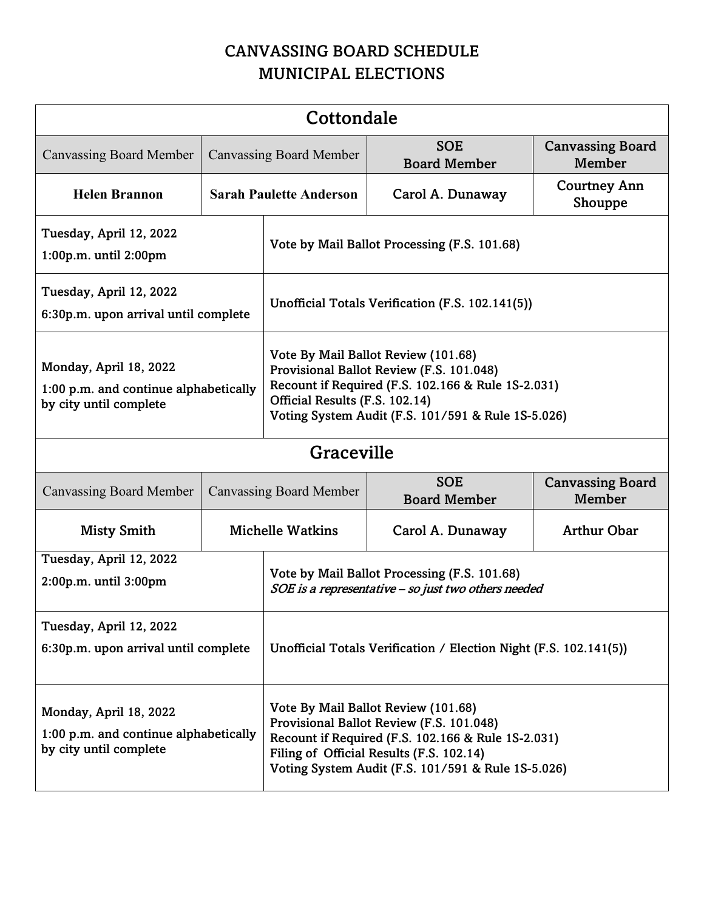# CANVASSING BOARD SCHEDULE
# MUNICIPAL ELECTIONS

## Cottondale

| Canvassing Board Member | Canvassing Board Member | SOE Board Member | Canvassing Board Member |
|---|---|---|---|
| **Helen Brannon** | **Sarah Paulette Anderson** | Carol A. Dunaway | Courtney Ann Shouppe |

| Date / Time | Activity |
|---|---|
| Tuesday, April 12, 2022<br>1:00p.m. until 2:00pm | Vote by Mail Ballot Processing (F.S. 101.68) |
| Tuesday, April 12, 2022<br>6:30p.m. upon arrival until complete | Unofficial Totals Verification (F.S. 102.141(5)) |
| Monday, April 18, 2022<br>1:00 p.m. and continue alphabetically by city until complete | Vote By Mail Ballot Review (101.68)<br>Provisional Ballot Review (F.S. 101.048)<br>Recount if Required (F.S. 102.166 & Rule 1S-2.031)<br>Official Results (F.S. 102.14)<br>Voting System Audit (F.S. 101/591 & Rule 1S-5.026) |

## Graceville

| Canvassing Board Member | Canvassing Board Member | SOE Board Member | Canvassing Board Member |
|---|---|---|---|
| Misty Smith | Michelle Watkins | Carol A. Dunaway | Arthur Obar |

| Date / Time | Activity |
|---|---|
| Tuesday, April 12, 2022<br>2:00p.m. until 3:00pm | Vote by Mail Ballot Processing (F.S. 101.68)<br>*SOE is a representative – so just two others needed* |
| Tuesday, April 12, 2022<br>6:30p.m. upon arrival until complete | Unofficial Totals Verification / Election Night (F.S. 102.141(5)) |
| Monday, April 18, 2022<br>1:00 p.m. and continue alphabetically by city until complete | Vote By Mail Ballot Review (101.68)<br>Provisional Ballot Review (F.S. 101.048)<br>Recount if Required (F.S. 102.166 & Rule 1S-2.031)<br>Filing of Official Results (F.S. 102.14)<br>Voting System Audit (F.S. 101/591 & Rule 1S-5.026) |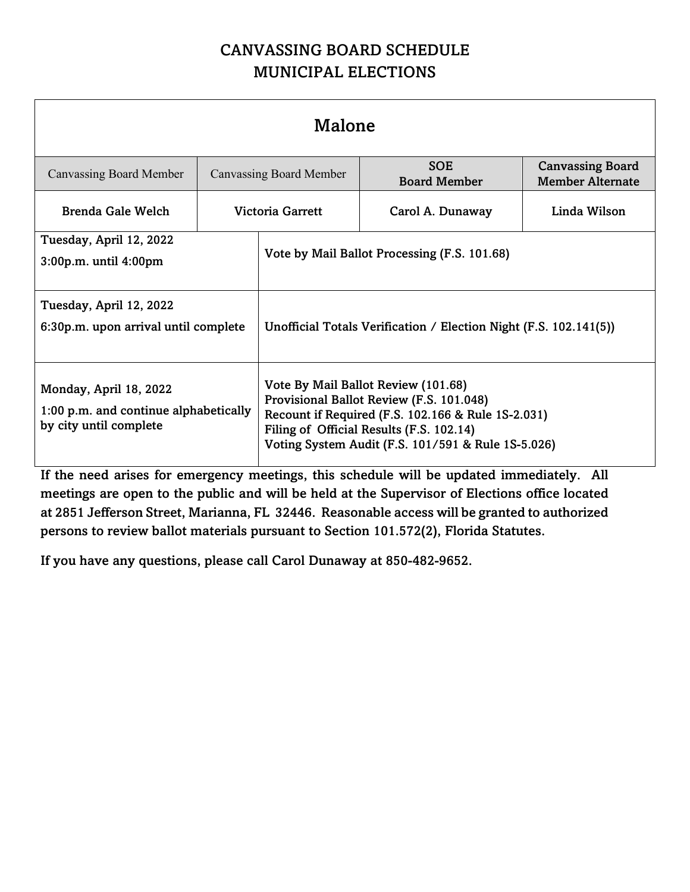# CANVASSING BOARD SCHEDULE
## MUNICIPAL ELECTIONS

| Malone | | | |
|---|---|---|---|
| Canvassing Board Member | Canvassing Board Member | SOE Board Member | Canvassing Board Member Alternate |
| Brenda Gale Welch | Victoria Garrett | Carol A. Dunaway | Linda Wilson |

| | |
|---|---|
| Tuesday, April 12, 2022<br>3:00p.m. until 4:00pm | Vote by Mail Ballot Processing (F.S. 101.68) |
| Tuesday, April 12, 2022<br>6:30p.m. upon arrival until complete | Unofficial Totals Verification / Election Night (F.S. 102.141(5)) |
| Monday, April 18, 2022<br>1:00 p.m. and continue alphabetically by city until complete | Vote By Mail Ballot Review (101.68)<br>Provisional Ballot Review (F.S. 101.048)<br>Recount if Required (F.S. 102.166 & Rule 1S-2.031)<br>Filing of Official Results (F.S. 102.14)<br>Voting System Audit (F.S. 101/591 & Rule 1S-5.026) |

If the need arises for emergency meetings, this schedule will be updated immediately. All meetings are open to the public and will be held at the Supervisor of Elections office located at 2851 Jefferson Street, Marianna, FL 32446. Reasonable access will be granted to authorized persons to review ballot materials pursuant to Section 101.572(2), Florida Statutes.

If you have any questions, please call Carol Dunaway at 850-482-9652.